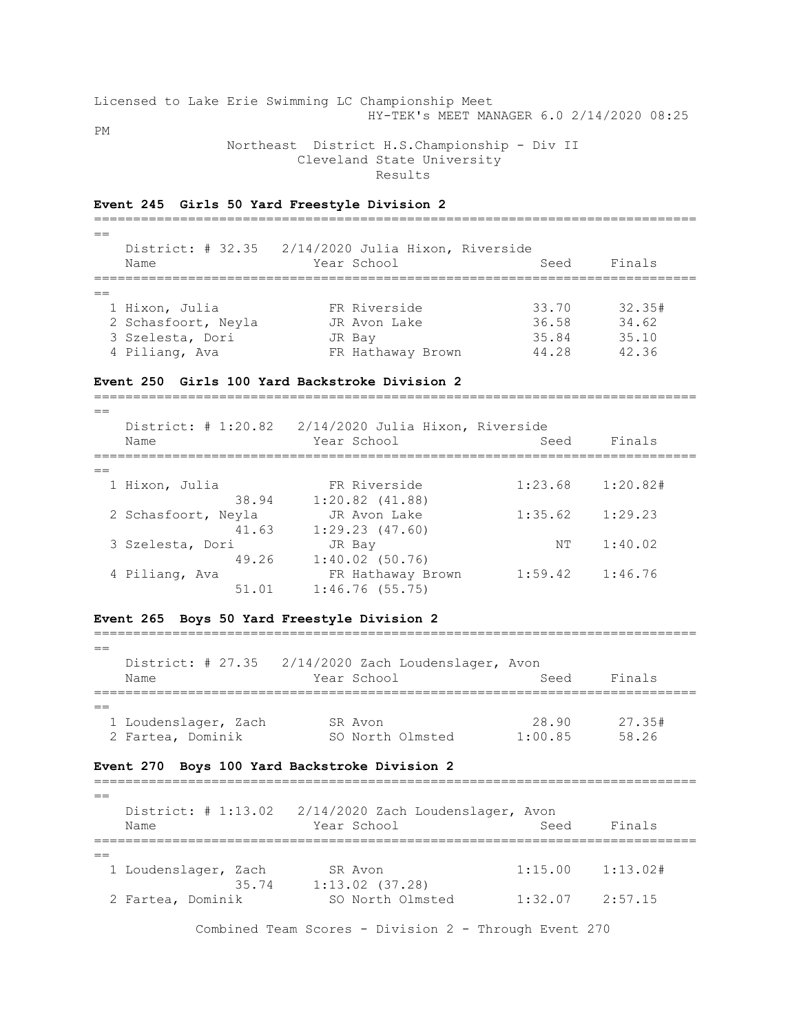Licensed to Lake Erie Swimming LC Championship Meet
HY-TEK's MEET MANAGER 6.0 2/14/2020 08:25 PM

Northeast District H.S.Championship - Div II
Cleveland State University
Results

**Event 245 Girls 50 Yard Freestyle Division 2**

District: # 32.35 2/14/2020 Julia Hixon, Riverside

| | Name | Year | School | Seed | Finals |
|---|---|---|---|---|---|
| 1 | Hixon, Julia | FR | Riverside | 33.70 | 32.35# |
| 2 | Schasfoort, Neyla | JR | Avon Lake | 36.58 | 34.62 |
| 3 | Szelesta, Dori | JR | Bay | 35.84 | 35.10 |
| 4 | Piliang, Ava | FR | Hathaway Brown | 44.28 | 42.36 |

**Event 250 Girls 100 Yard Backstroke Division 2**

District: # 1:20.82 2/14/2020 Julia Hixon, Riverside

| | Name | Year | School | Seed | Finals |
|---|---|---|---|---|---|
| 1 | Hixon, Julia | FR | Riverside | 1:23.68 | 1:20.82# |
| | 38.94 | | 1:20.82 (41.88) | | |
| 2 | Schasfoort, Neyla | JR | Avon Lake | 1:35.62 | 1:29.23 |
| | 41.63 | | 1:29.23 (47.60) | | |
| 3 | Szelesta, Dori | JR | Bay | NT | 1:40.02 |
| | 49.26 | | 1:40.02 (50.76) | | |
| 4 | Piliang, Ava | FR | Hathaway Brown | 1:59.42 | 1:46.76 |
| | 51.01 | | 1:46.76 (55.75) | | |

**Event 265 Boys 50 Yard Freestyle Division 2**

District: # 27.35 2/14/2020 Zach Loudenslager, Avon

| | Name | Year | School | Seed | Finals |
|---|---|---|---|---|---|
| 1 | Loudenslager, Zach | SR | Avon | 28.90 | 27.35# |
| 2 | Fartea, Dominik | SO | North Olmsted | 1:00.85 | 58.26 |

**Event 270 Boys 100 Yard Backstroke Division 2**

District: # 1:13.02 2/14/2020 Zach Loudenslager, Avon

| | Name | Year | School | Seed | Finals |
|---|---|---|---|---|---|
| 1 | Loudenslager, Zach | SR | Avon | 1:15.00 | 1:13.02# |
| | 35.74 | | 1:13.02 (37.28) | | |
| 2 | Fartea, Dominik | SO | North Olmsted | 1:32.07 | 2:57.15 |

Combined Team Scores - Division 2 - Through Event 270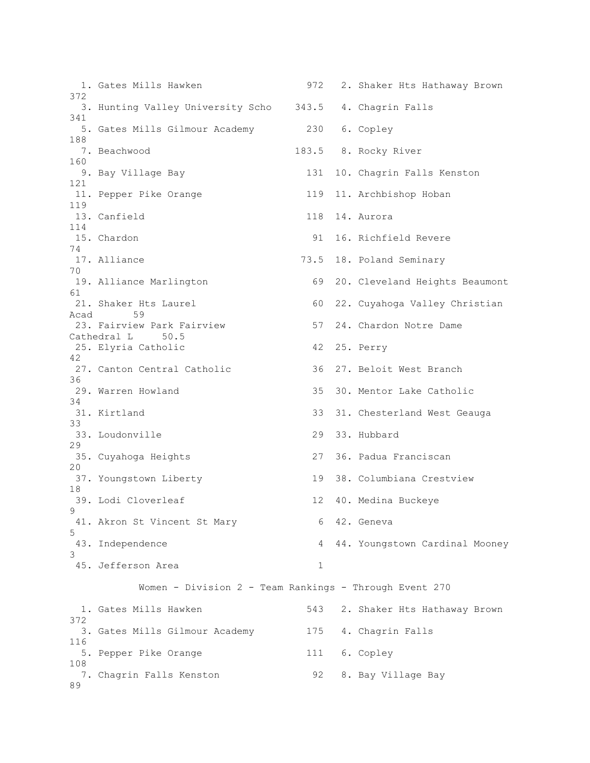| Rank | Team | Points | Rank | Team | Points |
| --- | --- | --- | --- | --- | --- |
| 1. | Gates Mills Hawken | 972 | 2. | Shaker Hts Hathaway Brown | 372 |
| 3. | Hunting Valley University Scho | 343.5 | 4. | Chagrin Falls | 341 |
| 5. | Gates Mills Gilmour Academy | 230 | 6. | Copley | 188 |
| 7. | Beachwood | 183.5 | 8. | Rocky River | 160 |
| 9. | Bay Village Bay | 131 | 10. | Chagrin Falls Kenston | 121 |
| 11. | Pepper Pike Orange | 119 | 11. | Archbishop Hoban | 119 |
| 13. | Canfield | 118 | 14. | Aurora | 114 |
| 15. | Chardon | 91 | 16. | Richfield Revere | 74 |
| 17. | Alliance | 73.5 | 18. | Poland Seminary | 70 |
| 19. | Alliance Marlington | 69 | 20. | Cleveland Heights Beaumont | 61 |
| 21. | Shaker Hts Laurel | 60 | 22. | Cuyahoga Valley Christian Acad | 59 |
| 23. | Fairview Park Fairview | 57 | 24. | Chardon Notre Dame Cathedral L | 50.5 |
| 25. | Elyria Catholic | 42 | 25. | Perry | 42 |
| 27. | Canton Central Catholic | 36 | 27. | Beloit West Branch | 36 |
| 29. | Warren Howland | 35 | 30. | Mentor Lake Catholic | 34 |
| 31. | Kirtland | 33 | 31. | Chesterland West Geauga | 33 |
| 33. | Loudonville | 29 | 33. | Hubbard | 29 |
| 35. | Cuyahoga Heights | 27 | 36. | Padua Franciscan | 20 |
| 37. | Youngstown Liberty | 19 | 38. | Columbiana Crestview | 18 |
| 39. | Lodi Cloverleaf | 12 | 40. | Medina Buckeye | 9 |
| 41. | Akron St Vincent St Mary | 6 | 42. | Geneva | 5 |
| 43. | Independence | 4 | 44. | Youngstown Cardinal Mooney | 3 |
| 45. | Jefferson Area | 1 | | | |

## Women - Division 2 - Team Rankings - Through Event 270

| Rank | Team | Points | Rank | Team | Points |
| --- | --- | --- | --- | --- | --- |
| 1. | Gates Mills Hawken | 543 | 2. | Shaker Hts Hathaway Brown | 372 |
| 3. | Gates Mills Gilmour Academy | 175 | 4. | Chagrin Falls | 116 |
| 5. | Pepper Pike Orange | 111 | 6. | Copley | 108 |
| 7. | Chagrin Falls Kenston | 92 | 8. | Bay Village Bay | 89 |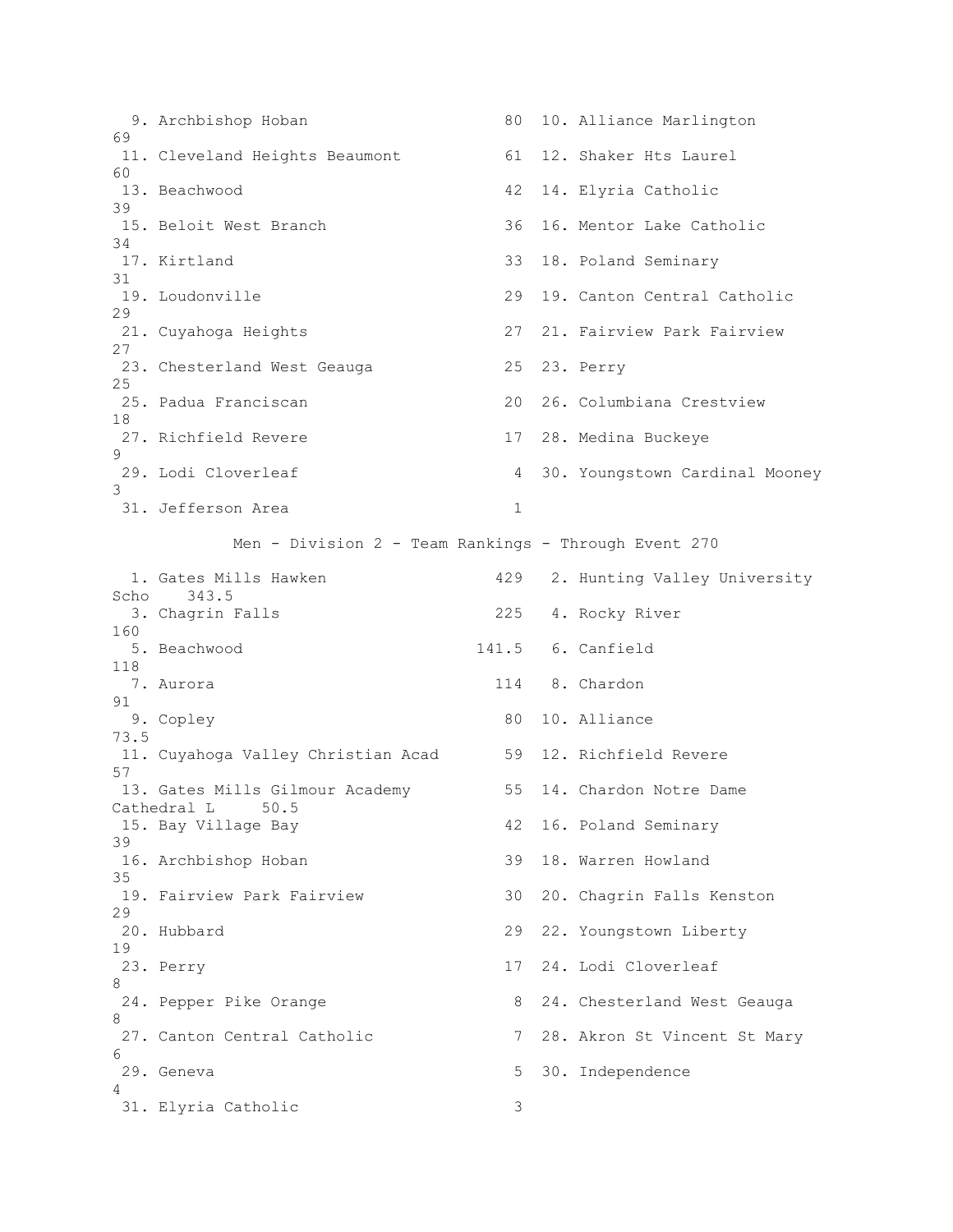| | | | | | |
|---|---|---|---|---|---|
| 9. | Archbishop Hoban | 80 | 10. | Alliance Marlington | 69 |
| 11. | Cleveland Heights Beaumont | 61 | 12. | Shaker Hts Laurel | 60 |
| 13. | Beachwood | 42 | 14. | Elyria Catholic | 39 |
| 15. | Beloit West Branch | 36 | 16. | Mentor Lake Catholic | 34 |
| 17. | Kirtland | 33 | 18. | Poland Seminary | 31 |
| 19. | Loudonville | 29 | 19. | Canton Central Catholic | 29 |
| 21. | Cuyahoga Heights | 27 | 21. | Fairview Park Fairview | 27 |
| 23. | Chesterland West Geauga | 25 | 23. | Perry | 25 |
| 25. | Padua Franciscan | 20 | 26. | Columbiana Crestview | 18 |
| 27. | Richfield Revere | 17 | 28. | Medina Buckeye | 9 |
| 29. | Lodi Cloverleaf | 4 | 30. | Youngstown Cardinal Mooney | 3 |
| 31. | Jefferson Area | 1 | | | |

## Men - Division 2 - Team Rankings - Through Event 270

| | | | | | |
|---|---|---|---|---|---|
| 1. | Gates Mills Hawken | 429 | 2. | Hunting Valley University Scho | 343.5 |
| 3. | Chagrin Falls | 225 | 4. | Rocky River | 160 |
| 5. | Beachwood | 141.5 | 6. | Canfield | 118 |
| 7. | Aurora | 114 | 8. | Chardon | 91 |
| 9. | Copley | 80 | 10. | Alliance | 73.5 |
| 11. | Cuyahoga Valley Christian Acad | 59 | 12. | Richfield Revere | 57 |
| 13. | Gates Mills Gilmour Academy | 55 | 14. | Chardon Notre Dame Cathedral L | 50.5 |
| 15. | Bay Village Bay | 42 | 16. | Poland Seminary | 39 |
| 16. | Archbishop Hoban | 39 | 18. | Warren Howland | 35 |
| 19. | Fairview Park Fairview | 30 | 20. | Chagrin Falls Kenston | 29 |
| 20. | Hubbard | 29 | 22. | Youngstown Liberty | 19 |
| 23. | Perry | 17 | 24. | Lodi Cloverleaf | 8 |
| 24. | Pepper Pike Orange | 8 | 24. | Chesterland West Geauga | 8 |
| 27. | Canton Central Catholic | 7 | 28. | Akron St Vincent St Mary | 6 |
| 29. | Geneva | 5 | 30. | Independence | 4 |
| 31. | Elyria Catholic | 3 | | | |